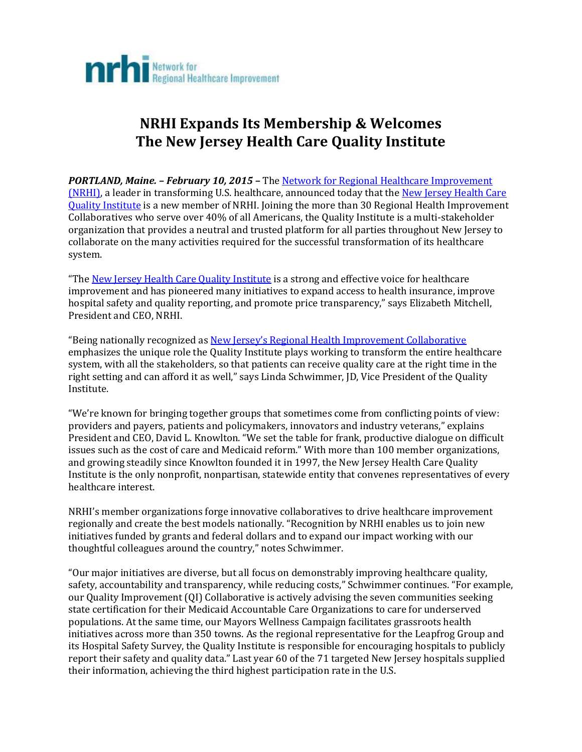nrhi Network for Regional Healthcare Improvement

# NRHI Expands Its Membership & Welcomes The New Jersey Health Care Quality Institute

***PORTLAND, Maine. – February 10, 2015 –*** The Network for Regional Healthcare Improvement (NRHI), a leader in transforming U.S. healthcare, announced today that the New Jersey Health Care Quality Institute is a new member of NRHI. Joining the more than 30 Regional Health Improvement Collaboratives who serve over 40% of all Americans, the Quality Institute is a multi-stakeholder organization that provides a neutral and trusted platform for all parties throughout New Jersey to collaborate on the many activities required for the successful transformation of its healthcare system.

"The New Jersey Health Care Quality Institute is a strong and effective voice for healthcare improvement and has pioneered many initiatives to expand access to health insurance, improve hospital safety and quality reporting, and promote price transparency," says Elizabeth Mitchell, President and CEO, NRHI.

"Being nationally recognized as New Jersey's Regional Health Improvement Collaborative emphasizes the unique role the Quality Institute plays working to transform the entire healthcare system, with all the stakeholders, so that patients can receive quality care at the right time in the right setting and can afford it as well," says Linda Schwimmer, JD, Vice President of the Quality Institute.

"We're known for bringing together groups that sometimes come from conflicting points of view: providers and payers, patients and policymakers, innovators and industry veterans," explains President and CEO, David L. Knowlton. "We set the table for frank, productive dialogue on difficult issues such as the cost of care and Medicaid reform." With more than 100 member organizations, and growing steadily since Knowlton founded it in 1997, the New Jersey Health Care Quality Institute is the only nonprofit, nonpartisan, statewide entity that convenes representatives of every healthcare interest.

NRHI's member organizations forge innovative collaboratives to drive healthcare improvement regionally and create the best models nationally. "Recognition by NRHI enables us to join new initiatives funded by grants and federal dollars and to expand our impact working with our thoughtful colleagues around the country," notes Schwimmer.

"Our major initiatives are diverse, but all focus on demonstrably improving healthcare quality, safety, accountability and transparency, while reducing costs," Schwimmer continues. "For example, our Quality Improvement (QI) Collaborative is actively advising the seven communities seeking state certification for their Medicaid Accountable Care Organizations to care for underserved populations. At the same time, our Mayors Wellness Campaign facilitates grassroots health initiatives across more than 350 towns. As the regional representative for the Leapfrog Group and its Hospital Safety Survey, the Quality Institute is responsible for encouraging hospitals to publicly report their safety and quality data." Last year 60 of the 71 targeted New Jersey hospitals supplied their information, achieving the third highest participation rate in the U.S.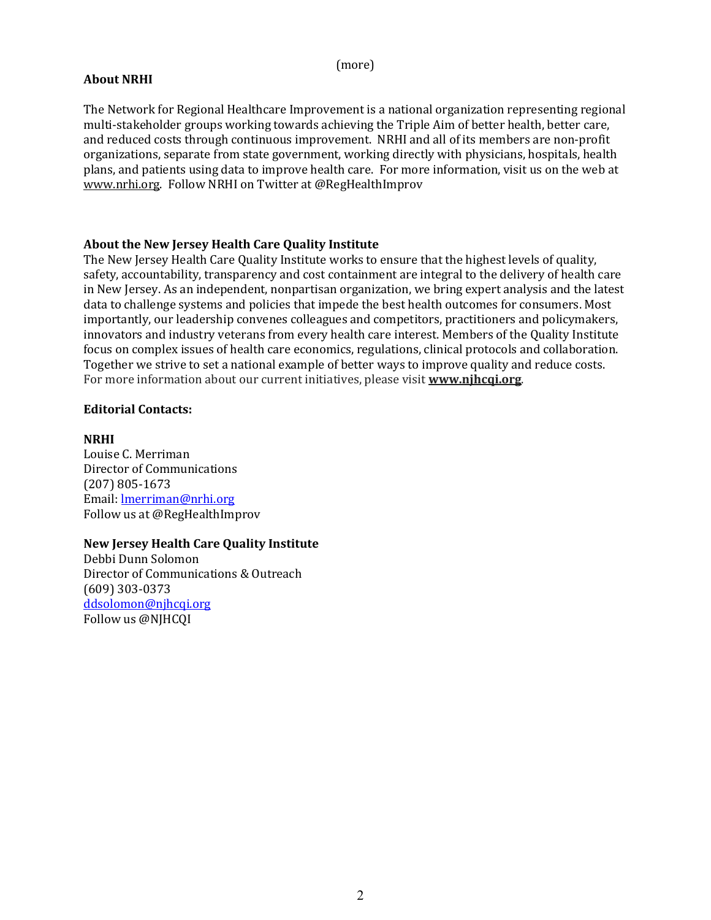(more)

**About NRHI**

The Network for Regional Healthcare Improvement is a national organization representing regional multi-stakeholder groups working towards achieving the Triple Aim of better health, better care, and reduced costs through continuous improvement. NRHI and all of its members are non-profit organizations, separate from state government, working directly with physicians, hospitals, health plans, and patients using data to improve health care. For more information, visit us on the web at www.nrhi.org. Follow NRHI on Twitter at @RegHealthImprov

**About the New Jersey Health Care Quality Institute**

The New Jersey Health Care Quality Institute works to ensure that the highest levels of quality, safety, accountability, transparency and cost containment are integral to the delivery of health care in New Jersey. As an independent, nonpartisan organization, we bring expert analysis and the latest data to challenge systems and policies that impede the best health outcomes for consumers. Most importantly, our leadership convenes colleagues and competitors, practitioners and policymakers, innovators and industry veterans from every health care interest. Members of the Quality Institute focus on complex issues of health care economics, regulations, clinical protocols and collaboration. Together we strive to set a national example of better ways to improve quality and reduce costs. For more information about our current initiatives, please visit **www.njhcqi.org**.

**Editorial Contacts:**

**NRHI**
Louise C. Merriman
Director of Communications
(207) 805-1673
Email: lmerriman@nrhi.org
Follow us at @RegHealthImprov

**New Jersey Health Care Quality Institute**
Debbi Dunn Solomon
Director of Communications & Outreach
(609) 303-0373
ddsolomon@njhcqi.org
Follow us @NJHCQI